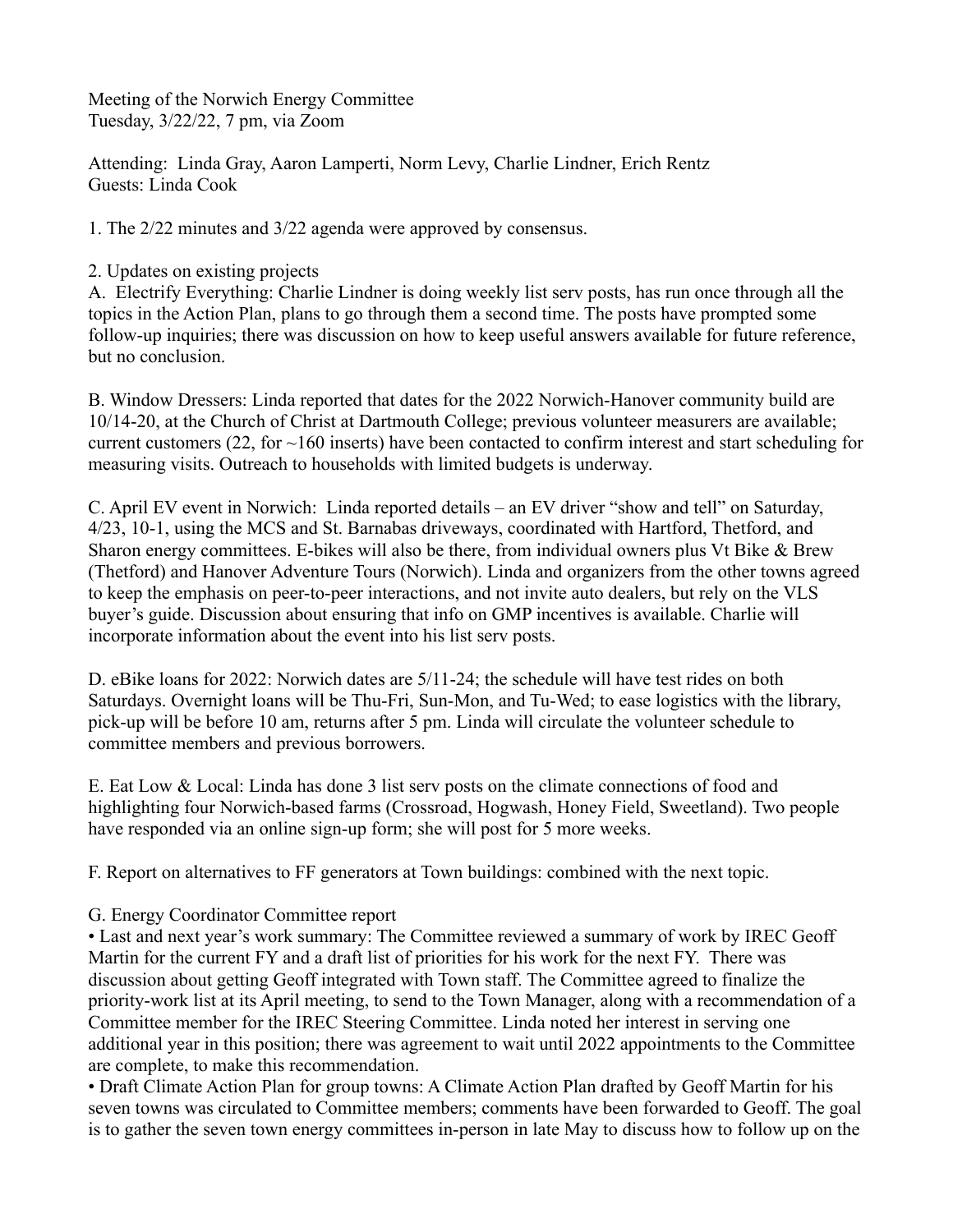Meeting of the Norwich Energy Committee
Tuesday, 3/22/22, 7 pm, via Zoom

Attending: Linda Gray, Aaron Lamperti, Norm Levy, Charlie Lindner, Erich Rentz
Guests: Linda Cook

1. The 2/22 minutes and 3/22 agenda were approved by consensus.

2. Updates on existing projects

A. Electrify Everything: Charlie Lindner is doing weekly list serv posts, has run once through all the topics in the Action Plan, plans to go through them a second time. The posts have prompted some follow-up inquiries; there was discussion on how to keep useful answers available for future reference, but no conclusion.

B. Window Dressers: Linda reported that dates for the 2022 Norwich-Hanover community build are 10/14-20, at the Church of Christ at Dartmouth College; previous volunteer measurers are available; current customers (22, for ~160 inserts) have been contacted to confirm interest and start scheduling for measuring visits. Outreach to households with limited budgets is underway.

C. April EV event in Norwich: Linda reported details – an EV driver "show and tell" on Saturday, 4/23, 10-1, using the MCS and St. Barnabas driveways, coordinated with Hartford, Thetford, and Sharon energy committees. E-bikes will also be there, from individual owners plus Vt Bike & Brew (Thetford) and Hanover Adventure Tours (Norwich). Linda and organizers from the other towns agreed to keep the emphasis on peer-to-peer interactions, and not invite auto dealers, but rely on the VLS buyer's guide. Discussion about ensuring that info on GMP incentives is available. Charlie will incorporate information about the event into his list serv posts.

D. eBike loans for 2022: Norwich dates are 5/11-24; the schedule will have test rides on both Saturdays. Overnight loans will be Thu-Fri, Sun-Mon, and Tu-Wed; to ease logistics with the library, pick-up will be before 10 am, returns after 5 pm. Linda will circulate the volunteer schedule to committee members and previous borrowers.

E. Eat Low & Local: Linda has done 3 list serv posts on the climate connections of food and highlighting four Norwich-based farms (Crossroad, Hogwash, Honey Field, Sweetland). Two people have responded via an online sign-up form; she will post for 5 more weeks.

F. Report on alternatives to FF generators at Town buildings: combined with the next topic.

G. Energy Coordinator Committee report

- Last and next year's work summary: The Committee reviewed a summary of work by IREC Geoff Martin for the current FY and a draft list of priorities for his work for the next FY. There was discussion about getting Geoff integrated with Town staff. The Committee agreed to finalize the priority-work list at its April meeting, to send to the Town Manager, along with a recommendation of a Committee member for the IREC Steering Committee. Linda noted her interest in serving one additional year in this position; there was agreement to wait until 2022 appointments to the Committee are complete, to make this recommendation.
- Draft Climate Action Plan for group towns: A Climate Action Plan drafted by Geoff Martin for his seven towns was circulated to Committee members; comments have been forwarded to Geoff. The goal is to gather the seven town energy committees in-person in late May to discuss how to follow up on the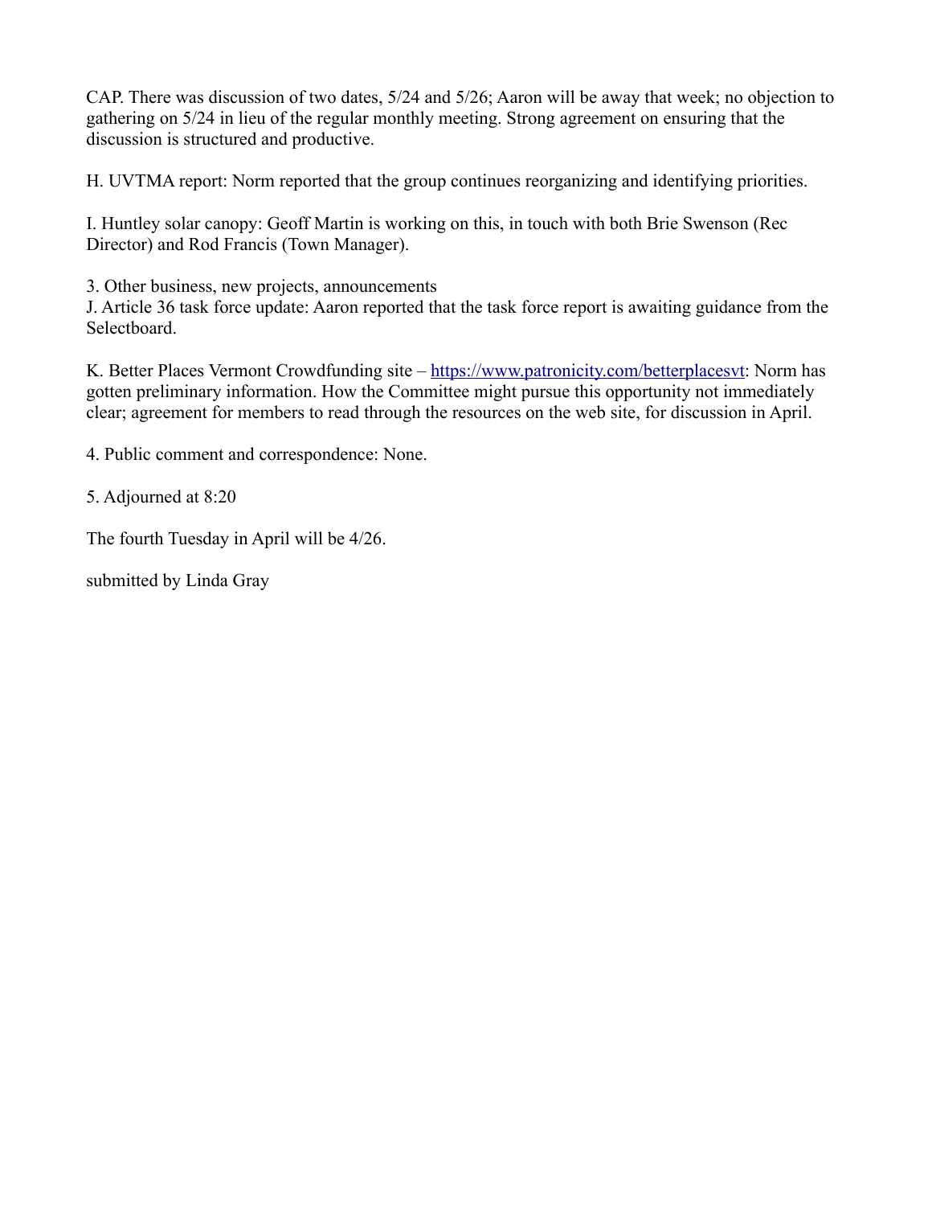CAP. There was discussion of two dates, 5/24 and 5/26; Aaron will be away that week; no objection to gathering on 5/24 in lieu of the regular monthly meeting. Strong agreement on ensuring that the discussion is structured and productive.

H. UVTMA report: Norm reported that the group continues reorganizing and identifying priorities.

I. Huntley solar canopy: Geoff Martin is working on this, in touch with both Brie Swenson (Rec Director) and Rod Francis (Town Manager).

3. Other business, new projects, announcements
J. Article 36 task force update: Aaron reported that the task force report is awaiting guidance from the Selectboard.

K. Better Places Vermont Crowdfunding site – [https://www.patronicity.com/betterplacesvt](https://www.patronicity.com/betterplacesvt): Norm has gotten preliminary information. How the Committee might pursue this opportunity not immediately clear; agreement for members to read through the resources on the web site, for discussion in April.

4. Public comment and correspondence: None.

5. Adjourned at 8:20

The fourth Tuesday in April will be 4/26.

submitted by Linda Gray